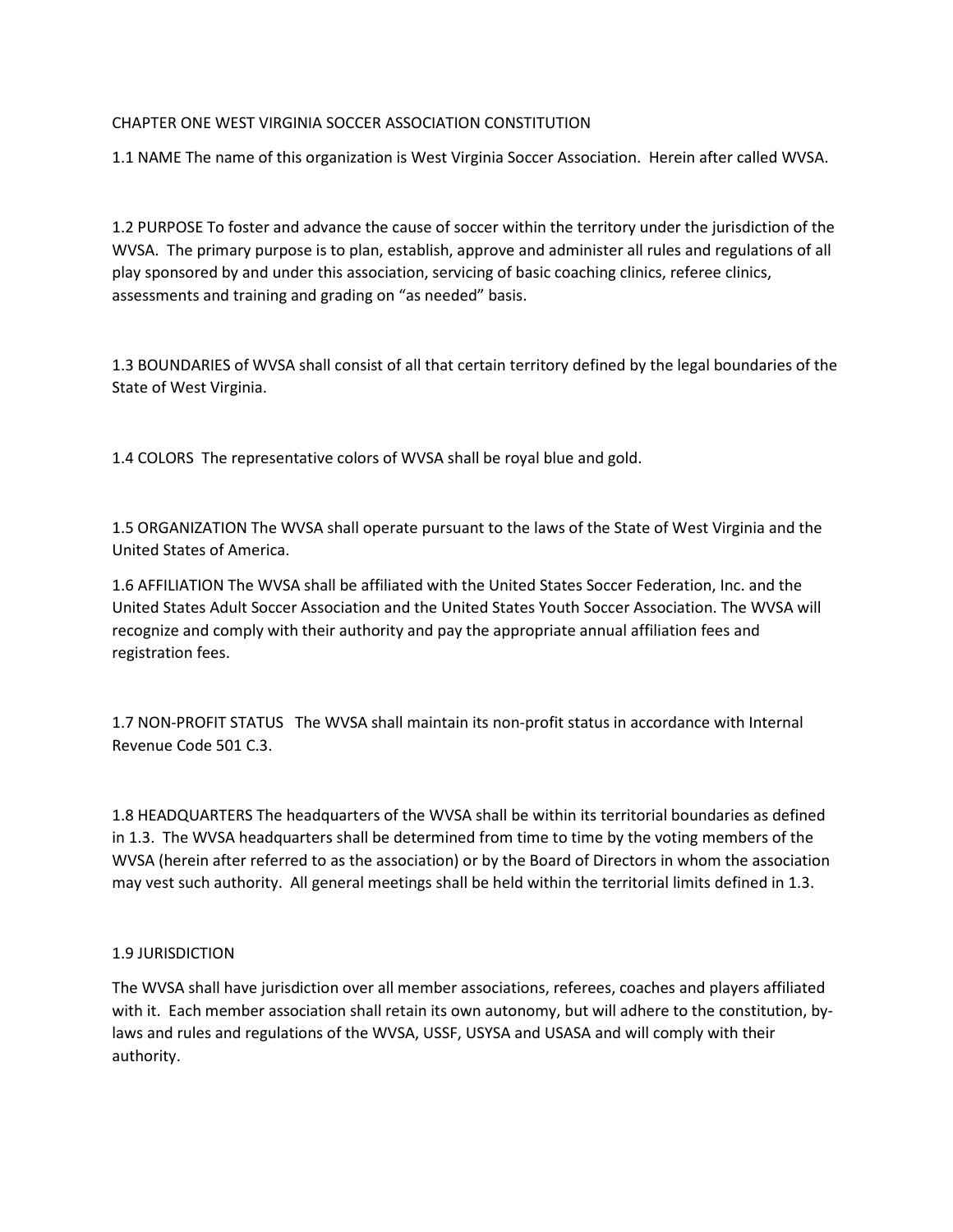# CHAPTER ONE WEST VIRGINIA SOCCER ASSOCIATION CONSTITUTION

1.1 NAME The name of this organization is West Virginia Soccer Association. Herein after called WVSA.

1.2 PURPOSE To foster and advance the cause of soccer within the territory under the jurisdiction of the WVSA. The primary purpose is to plan, establish, approve and administer all rules and regulations of all play sponsored by and under this association, servicing of basic coaching clinics, referee clinics, assessments and training and grading on "as needed" basis.

1.3 BOUNDARIES of WVSA shall consist of all that certain territory defined by the legal boundaries of the State of West Virginia.

1.4 COLORS The representative colors of WVSA shall be royal blue and gold.

1.5 ORGANIZATION The WVSA shall operate pursuant to the laws of the State of West Virginia and the United States of America.

1.6 AFFILIATION The WVSA shall be affiliated with the United States Soccer Federation, Inc. and the United States Adult Soccer Association and the United States Youth Soccer Association. The WVSA will recognize and comply with their authority and pay the appropriate annual affiliation fees and registration fees.

1.7 NON-PROFIT STATUS The WVSA shall maintain its non-profit status in accordance with Internal Revenue Code 501 C.3.

1.8 HEADQUARTERS The headquarters of the WVSA shall be within its territorial boundaries as defined in 1.3. The WVSA headquarters shall be determined from time to time by the voting members of the WVSA (herein after referred to as the association) or by the Board of Directors in whom the association may vest such authority. All general meetings shall be held within the territorial limits defined in 1.3.

1.9 JURISDICTION

The WVSA shall have jurisdiction over all member associations, referees, coaches and players affiliated with it. Each member association shall retain its own autonomy, but will adhere to the constitution, by-laws and rules and regulations of the WVSA, USSF, USYSA and USASA and will comply with their authority.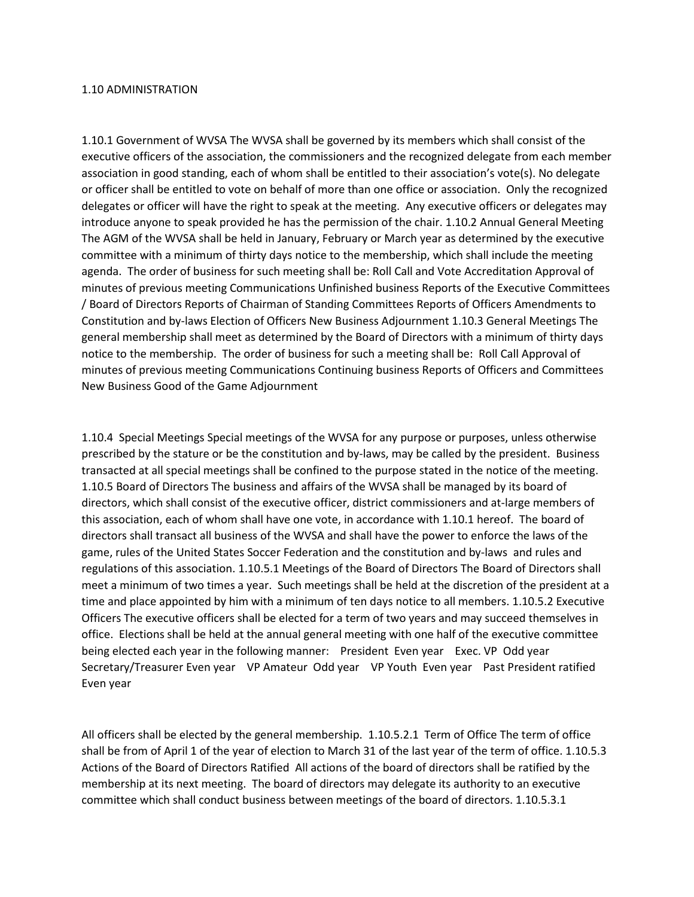1.10 ADMINISTRATION

1.10.1 Government of WVSA The WVSA shall be governed by its members which shall consist of the executive officers of the association, the commissioners and the recognized delegate from each member association in good standing, each of whom shall be entitled to their association's vote(s). No delegate or officer shall be entitled to vote on behalf of more than one office or association. Only the recognized delegates or officer will have the right to speak at the meeting. Any executive officers or delegates may introduce anyone to speak provided he has the permission of the chair. 1.10.2 Annual General Meeting The AGM of the WVSA shall be held in January, February or March year as determined by the executive committee with a minimum of thirty days notice to the membership, which shall include the meeting agenda. The order of business for such meeting shall be: Roll Call and Vote Accreditation Approval of minutes of previous meeting Communications Unfinished business Reports of the Executive Committees / Board of Directors Reports of Chairman of Standing Committees Reports of Officers Amendments to Constitution and by-laws Election of Officers New Business Adjournment 1.10.3 General Meetings The general membership shall meet as determined by the Board of Directors with a minimum of thirty days notice to the membership. The order of business for such a meeting shall be: Roll Call Approval of minutes of previous meeting Communications Continuing business Reports of Officers and Committees New Business Good of the Game Adjournment

1.10.4 Special Meetings Special meetings of the WVSA for any purpose or purposes, unless otherwise prescribed by the stature or be the constitution and by-laws, may be called by the president. Business transacted at all special meetings shall be confined to the purpose stated in the notice of the meeting. 1.10.5 Board of Directors The business and affairs of the WVSA shall be managed by its board of directors, which shall consist of the executive officer, district commissioners and at-large members of this association, each of whom shall have one vote, in accordance with 1.10.1 hereof. The board of directors shall transact all business of the WVSA and shall have the power to enforce the laws of the game, rules of the United States Soccer Federation and the constitution and by-laws and rules and regulations of this association. 1.10.5.1 Meetings of the Board of Directors The Board of Directors shall meet a minimum of two times a year. Such meetings shall be held at the discretion of the president at a time and place appointed by him with a minimum of ten days notice to all members. 1.10.5.2 Executive Officers The executive officers shall be elected for a term of two years and may succeed themselves in office. Elections shall be held at the annual general meeting with one half of the executive committee being elected each year in the following manner: President Even year Exec. VP Odd year Secretary/Treasurer Even year VP Amateur Odd year VP Youth Even year Past President ratified Even year

All officers shall be elected by the general membership. 1.10.5.2.1 Term of Office The term of office shall be from of April 1 of the year of election to March 31 of the last year of the term of office. 1.10.5.3 Actions of the Board of Directors Ratified All actions of the board of directors shall be ratified by the membership at its next meeting. The board of directors may delegate its authority to an executive committee which shall conduct business between meetings of the board of directors. 1.10.5.3.1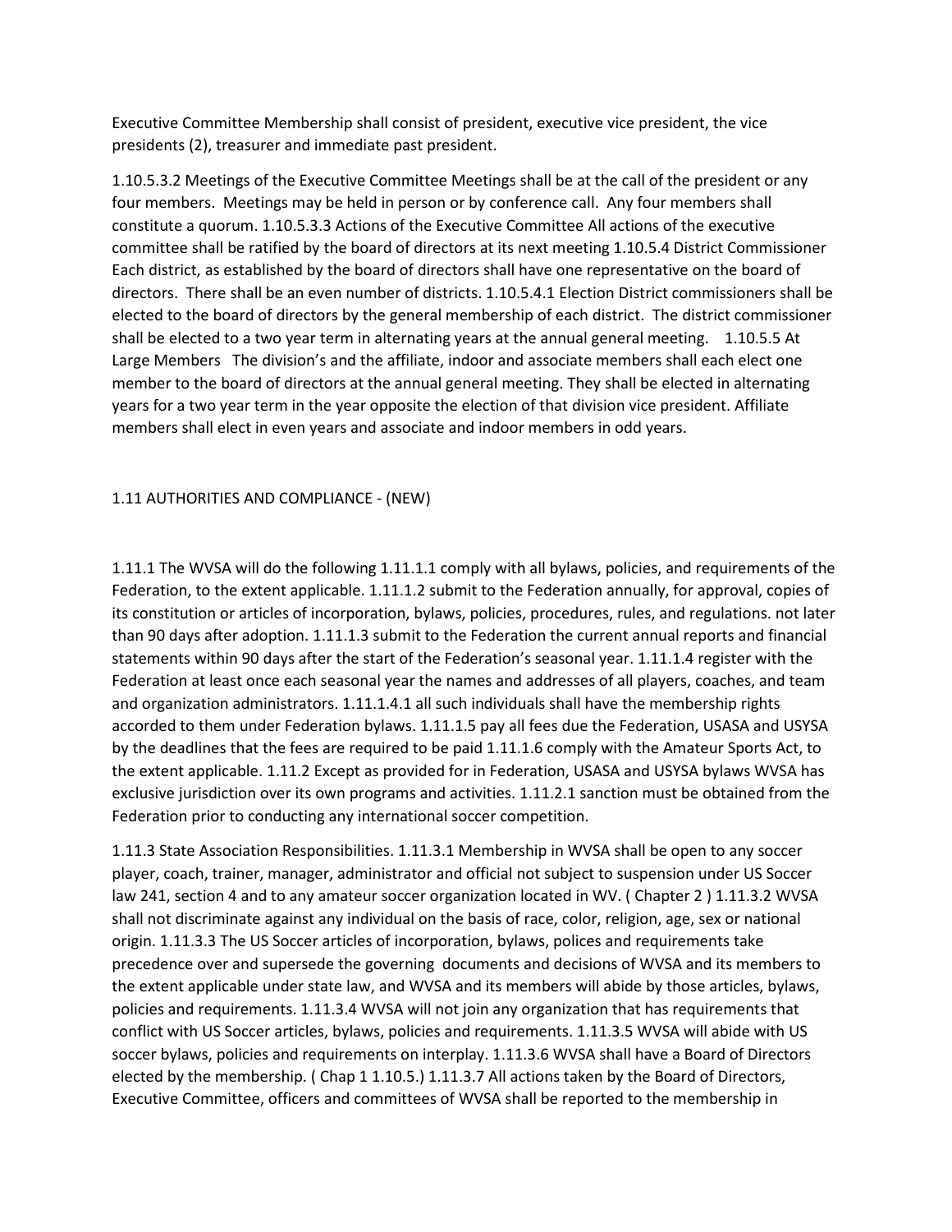Executive Committee Membership shall consist of president, executive vice president, the vice presidents (2), treasurer and immediate past president.

1.10.5.3.2 Meetings of the Executive Committee Meetings shall be at the call of the president or any four members. Meetings may be held in person or by conference call. Any four members shall constitute a quorum. 1.10.5.3.3 Actions of the Executive Committee All actions of the executive committee shall be ratified by the board of directors at its next meeting 1.10.5.4 District Commissioner Each district, as established by the board of directors shall have one representative on the board of directors. There shall be an even number of districts. 1.10.5.4.1 Election District commissioners shall be elected to the board of directors by the general membership of each district. The district commissioner shall be elected to a two year term in alternating years at the annual general meeting. 1.10.5.5 At Large Members The division's and the affiliate, indoor and associate members shall each elect one member to the board of directors at the annual general meeting. They shall be elected in alternating years for a two year term in the year opposite the election of that division vice president. Affiliate members shall elect in even years and associate and indoor members in odd years.

1.11 AUTHORITIES AND COMPLIANCE - (NEW)

1.11.1 The WVSA will do the following 1.11.1.1 comply with all bylaws, policies, and requirements of the Federation, to the extent applicable. 1.11.1.2 submit to the Federation annually, for approval, copies of its constitution or articles of incorporation, bylaws, policies, procedures, rules, and regulations. not later than 90 days after adoption. 1.11.1.3 submit to the Federation the current annual reports and financial statements within 90 days after the start of the Federation's seasonal year. 1.11.1.4 register with the Federation at least once each seasonal year the names and addresses of all players, coaches, and team and organization administrators. 1.11.1.4.1 all such individuals shall have the membership rights accorded to them under Federation bylaws. 1.11.1.5 pay all fees due the Federation, USASA and USYSA by the deadlines that the fees are required to be paid 1.11.1.6 comply with the Amateur Sports Act, to the extent applicable. 1.11.2 Except as provided for in Federation, USASA and USYSA bylaws WVSA has exclusive jurisdiction over its own programs and activities. 1.11.2.1 sanction must be obtained from the Federation prior to conducting any international soccer competition.

1.11.3 State Association Responsibilities. 1.11.3.1 Membership in WVSA shall be open to any soccer player, coach, trainer, manager, administrator and official not subject to suspension under US Soccer law 241, section 4 and to any amateur soccer organization located in WV. ( Chapter 2 ) 1.11.3.2 WVSA shall not discriminate against any individual on the basis of race, color, religion, age, sex or national origin. 1.11.3.3 The US Soccer articles of incorporation, bylaws, polices and requirements take precedence over and supersede the governing documents and decisions of WVSA and its members to the extent applicable under state law, and WVSA and its members will abide by those articles, bylaws, policies and requirements. 1.11.3.4 WVSA will not join any organization that has requirements that conflict with US Soccer articles, bylaws, policies and requirements. 1.11.3.5 WVSA will abide with US soccer bylaws, policies and requirements on interplay. 1.11.3.6 WVSA shall have a Board of Directors elected by the membership. ( Chap 1 1.10.5.) 1.11.3.7 All actions taken by the Board of Directors, Executive Committee, officers and committees of WVSA shall be reported to the membership in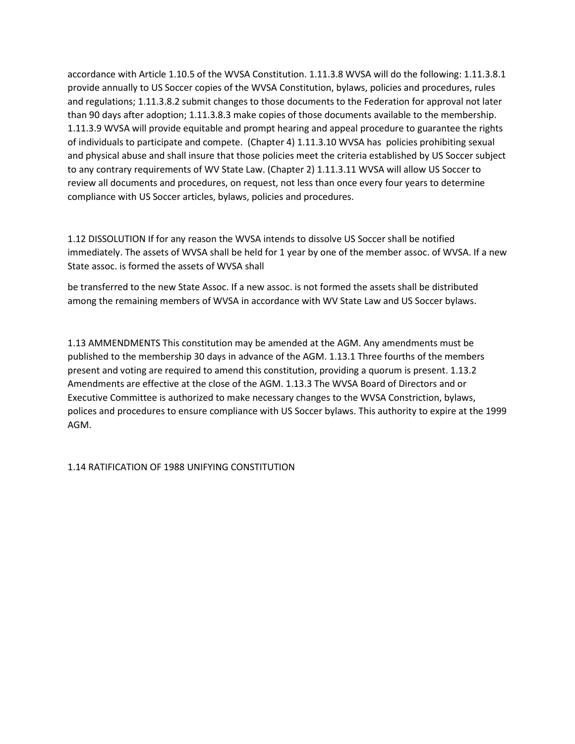accordance with Article 1.10.5 of the WVSA Constitution. 1.11.3.8 WVSA will do the following: 1.11.3.8.1 provide annually to US Soccer copies of the WVSA Constitution, bylaws, policies and procedures, rules and regulations; 1.11.3.8.2 submit changes to those documents to the Federation for approval not later than 90 days after adoption; 1.11.3.8.3 make copies of those documents available to the membership. 1.11.3.9 WVSA will provide equitable and prompt hearing and appeal procedure to guarantee the rights of individuals to participate and compete. (Chapter 4) 1.11.3.10 WVSA has policies prohibiting sexual and physical abuse and shall insure that those policies meet the criteria established by US Soccer subject to any contrary requirements of WV State Law. (Chapter 2) 1.11.3.11 WVSA will allow US Soccer to review all documents and procedures, on request, not less than once every four years to determine compliance with US Soccer articles, bylaws, policies and procedures.

1.12 DISSOLUTION If for any reason the WVSA intends to dissolve US Soccer shall be notified immediately. The assets of WVSA shall be held for 1 year by one of the member assoc. of WVSA. If a new State assoc. is formed the assets of WVSA shall

be transferred to the new State Assoc. If a new assoc. is not formed the assets shall be distributed among the remaining members of WVSA in accordance with WV State Law and US Soccer bylaws.

1.13 AMMENDMENTS This constitution may be amended at the AGM. Any amendments must be published to the membership 30 days in advance of the AGM. 1.13.1 Three fourths of the members present and voting are required to amend this constitution, providing a quorum is present. 1.13.2 Amendments are effective at the close of the AGM. 1.13.3 The WVSA Board of Directors and or Executive Committee is authorized to make necessary changes to the WVSA Constriction, bylaws, polices and procedures to ensure compliance with US Soccer bylaws. This authority to expire at the 1999 AGM.

1.14 RATIFICATION OF 1988 UNIFYING CONSTITUTION